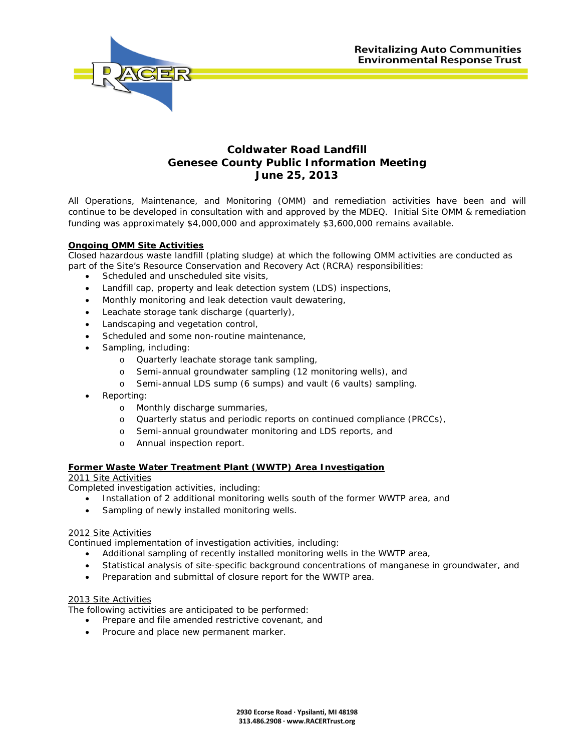Revitalizing Auto Communities
Environmental Response Trust

# Coldwater Road Landfill
## Genesee County Public Information Meeting
## June 25, 2013

All Operations, Maintenance, and Monitoring (OMM) and remediation activities have been and will continue to be developed in consultation with and approved by the MDEQ. Initial Site OMM & remediation funding was approximately $4,000,000 and approximately $3,600,000 remains available.

**Ongoing OMM Site Activities**

Closed hazardous waste landfill (plating sludge) at which the following OMM activities are conducted as part of the Site's Resource Conservation and Recovery Act (RCRA) responsibilities:

- Scheduled and unscheduled site visits,
- Landfill cap, property and leak detection system (LDS) inspections,
- Monthly monitoring and leak detection vault dewatering,
- Leachate storage tank discharge (quarterly),
- Landscaping and vegetation control,
- Scheduled and some non-routine maintenance,
- Sampling, including:
    - Quarterly leachate storage tank sampling,
    - Semi-annual groundwater sampling (12 monitoring wells), and
    - Semi-annual LDS sump (6 sumps) and vault (6 vaults) sampling.
- Reporting:
    - Monthly discharge summaries,
    - Quarterly status and periodic reports on continued compliance (PRCCs),
    - Semi-annual groundwater monitoring and LDS reports, and
    - Annual inspection report.

**Former Waste Water Treatment Plant (WWTP) Area Investigation**

2011 Site Activities

Completed investigation activities, including:

- Installation of 2 additional monitoring wells south of the former WWTP area, and
- Sampling of newly installed monitoring wells.

2012 Site Activities

Continued implementation of investigation activities, including:

- Additional sampling of recently installed monitoring wells in the WWTP area,
- Statistical analysis of site-specific background concentrations of manganese in groundwater, and
- Preparation and submittal of closure report for the WWTP area.

2013 Site Activities

The following activities are anticipated to be performed:

- Prepare and file amended restrictive covenant, and
- Procure and place new permanent marker.

2930 Ecorse Road · Ypsilanti, MI 48198
313.486.2908 · www.RACERTrust.org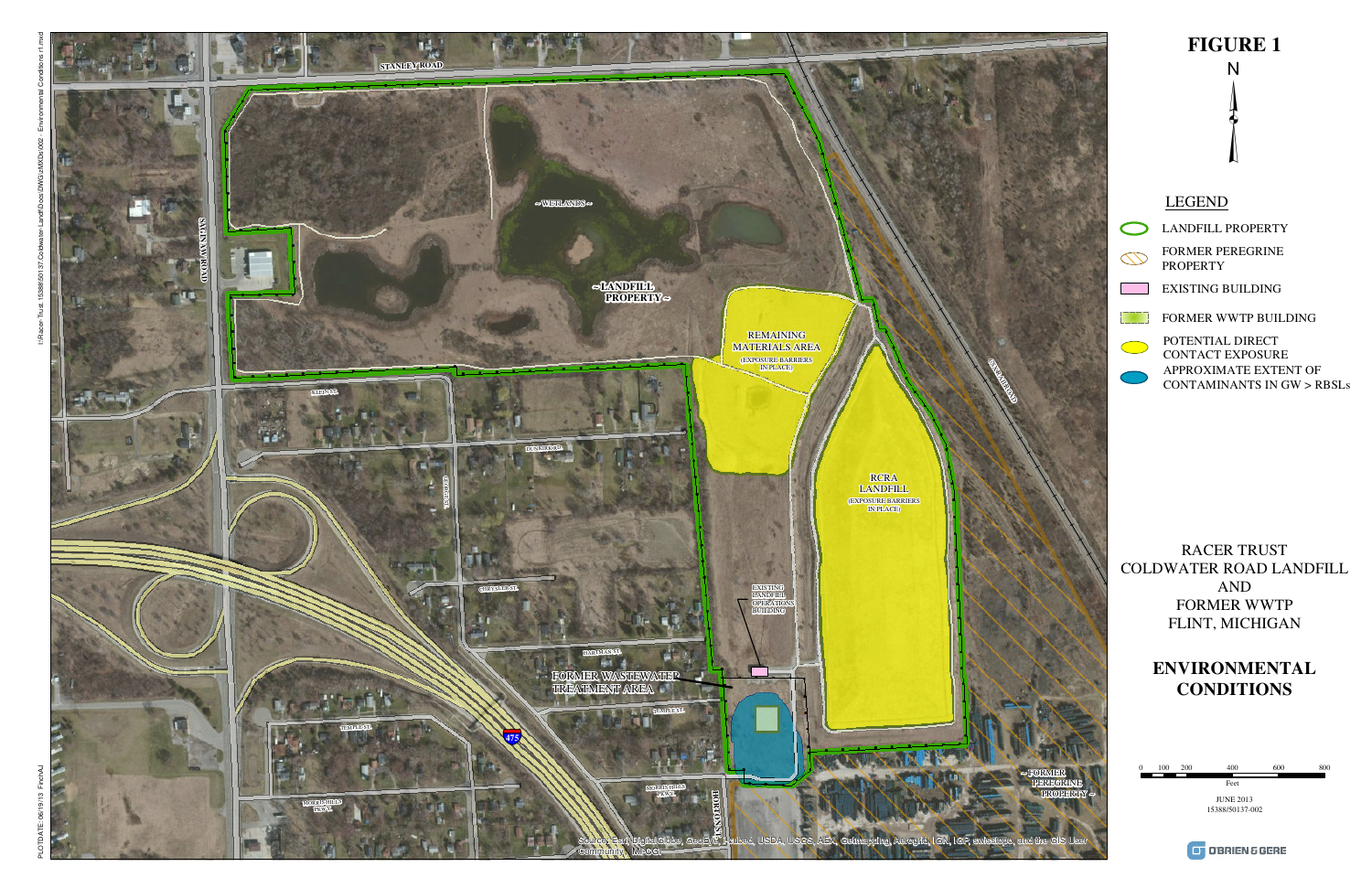# FIGURE 1

N

## LEGEND

- LANDFILL PROPERTY
- FORMER PEREGRINE PROPERTY
- EXISTING BUILDING
- FORMER WWTP BUILDING
- POTENTIAL DIRECT CONTACT EXPOSURE
- APPROXIMATE EXTENT OF CONTAMINANTS IN GW > RBSLs

RACER TRUST
COLDWATER ROAD LANDFILL
AND
FORMER WWTP
FLINT, MICHIGAN

## ENVIRONMENTAL CONDITIONS

0 100 200 400 600 800
Feet

JUNE 2013
15388/50137-002

O'BRIEN & GERE

STANLEY ROAD

SAGINAW ROAD

~ WETLANDS ~

~ LANDFILL PROPERTY ~

REMAINING MATERIALS AREA
(EXPOSURE BARRIERS IN PLACE)

RCRA LANDFILL
(EXPOSURE BARRIERS IN PLACE)

EXISTING LANDFILL OPERATIONS BUILDING

FORMER WASTEWATER TREATMENT AREA

~ FORMER PEREGRINE PROPERTY ~

SAGINAW ROAD

KLEIN ST.

DUNKIRK RD.

CHRYSLER ST.

HARTMAN ST.

TEMPLE ST.

MORRIS HILLS PKWY.

475

Source: Esri, DigitalGlobe, GeoEye, i-cubed, USDA, USGS, AEX, Getmapping, Aerogrid, IGN, IGP, swisstopo, and the GIS User Community, MiCGI

PLOT DATE: 06/19/13 FinchAJ

I:\Racer-Trust.15388\50137.Coldwater-Landf\Docs\DWG\MXDs\002 - Environmental Conditions r1.mxd